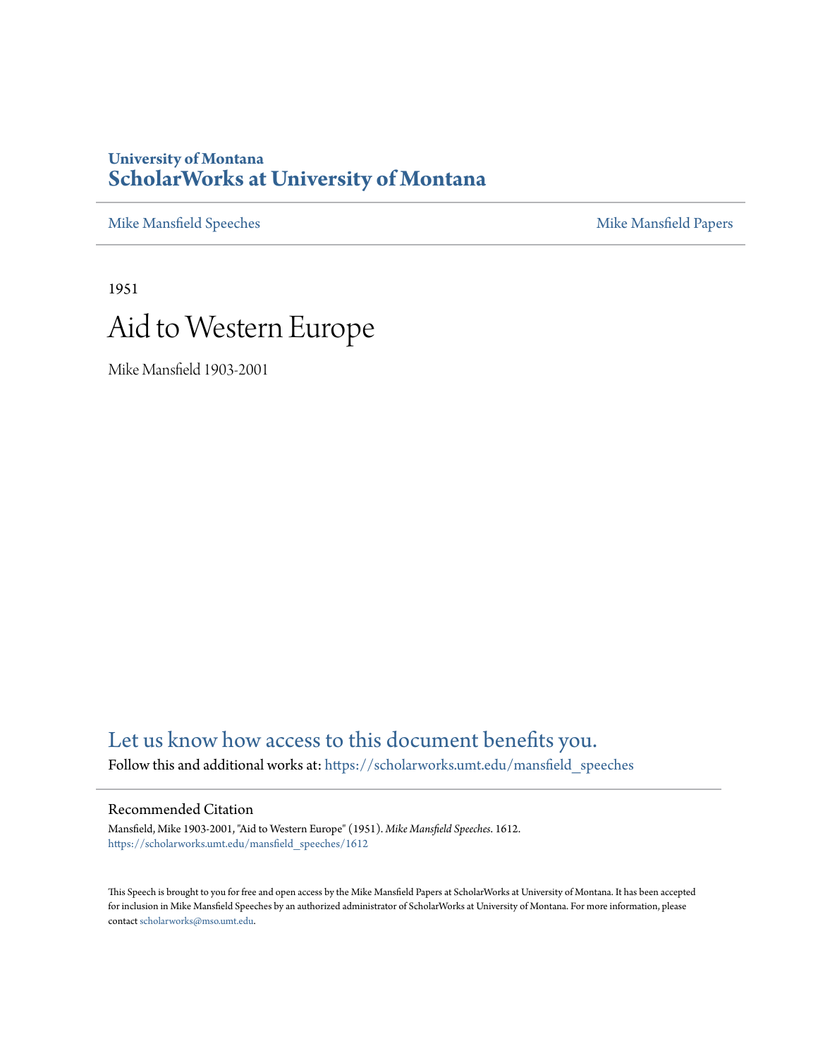University of Montana
# ScholarWorks at University of Montana

Mike Mansfield Speeches | Mike Mansfield Papers

1951

# Aid to Western Europe

Mike Mansfield 1903-2001

Let us know how access to this document benefits you.

Follow this and additional works at: https://scholarworks.umt.edu/mansfield_speeches

## Recommended Citation

Mansfield, Mike 1903-2001, "Aid to Western Europe" (1951). *Mike Mansfield Speeches*. 1612.
https://scholarworks.umt.edu/mansfield_speeches/1612

This Speech is brought to you for free and open access by the Mike Mansfield Papers at ScholarWorks at University of Montana. It has been accepted for inclusion in Mike Mansfield Speeches by an authorized administrator of ScholarWorks at University of Montana. For more information, please contact scholarworks@mso.umt.edu.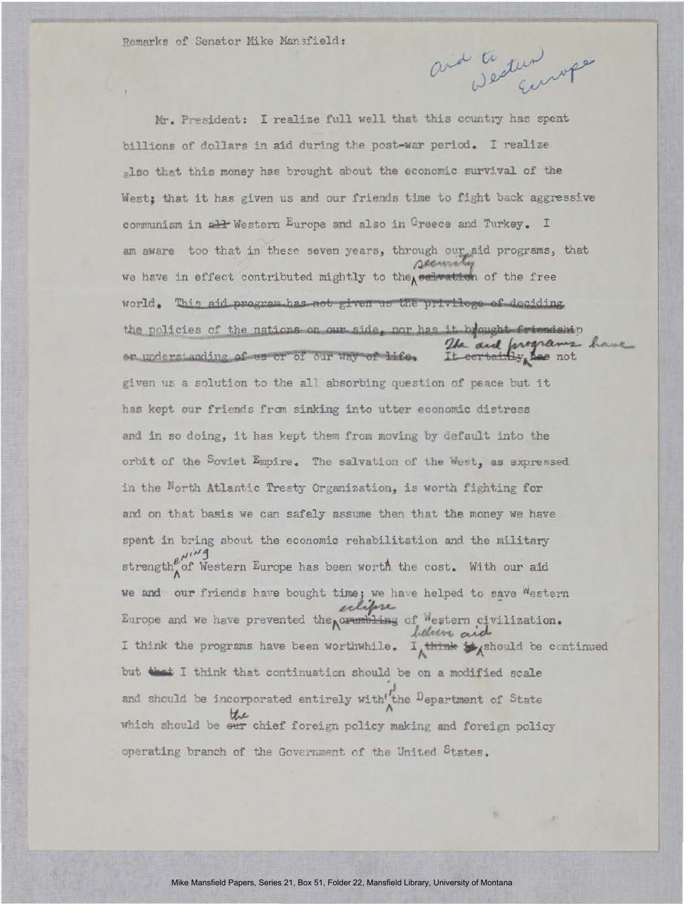Remarks of Senator Mike Mansfield:

aid to Western Europe

Mr. President: I realize full well that this country has spent billions of dollars in aid during the post-war period. I realize also that this money has brought about the economic survival of the West; that it has given us and our friends time to fight back aggressive communism in Western Europe and also in Greece and Turkey. I am aware too that in these seven years, through our aid programs, that we have in effect contributed mightly to the security of the free world. The aid programs have not given us a solution to the all absorbing question of peace but it has kept our friends from sinking into utter economic distress and in so doing, it has kept them from moving by default into the orbit of the Soviet Empire. The salvation of the West, as expressed in the North Atlantic Treaty Organization, is worth fighting for and on that basis we can safely assume then that the money we have spent in bring about the economic rehabilitation and the military strengthening of Western Europe has been worth the cost. With our aid we and our friends have bought time; we have helped to save Western Europe and we have prevented the eclipse of Western civilization. I think the programs have been worthwhile. I believe aid should be continued but I think that continuation should be on a modified scale and should be incorporated entirely within the Department of State which should be the chief foreign policy making and foreign policy operating branch of the Government of the United States.